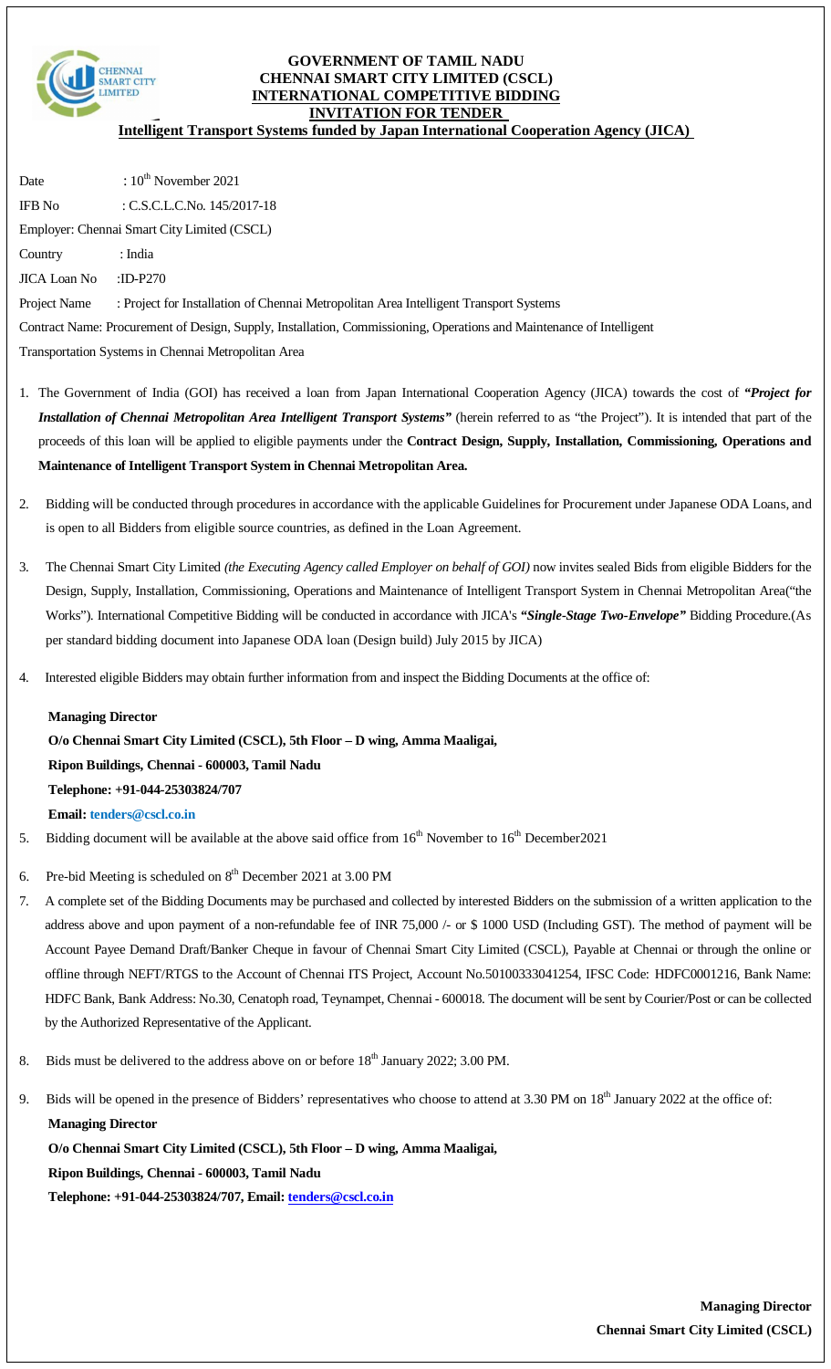# GOVERNMENT OF TAMIL NADU
## CHENNAI SMART CITY LIMITED (CSCL)
## INTERNATIONAL COMPETITIVE BIDDING
## INVITATION FOR TENDER
### Intelligent Transport Systems funded by Japan International Cooperation Agency (JICA)

Date : 10th November 2021

IFB No : C.S.C.L.C.No. 145/2017-18

Employer: Chennai Smart City Limited (CSCL)

Country : India

JICA Loan No :ID-P270

Project Name : Project for Installation of Chennai Metropolitan Area Intelligent Transport Systems

Contract Name: Procurement of Design, Supply, Installation, Commissioning, Operations and Maintenance of Intelligent Transportation Systems in Chennai Metropolitan Area

1. The Government of India (GOI) has received a loan from Japan International Cooperation Agency (JICA) towards the cost of ***"Project for Installation of Chennai Metropolitan Area Intelligent Transport Systems"*** (herein referred to as "the Project"). It is intended that part of the proceeds of this loan will be applied to eligible payments under the **Contract Design, Supply, Installation, Commissioning, Operations and Maintenance of Intelligent Transport System in Chennai Metropolitan Area.**

2. Bidding will be conducted through procedures in accordance with the applicable Guidelines for Procurement under Japanese ODA Loans, and is open to all Bidders from eligible source countries, as defined in the Loan Agreement.

3. The Chennai Smart City Limited *(the Executing Agency called Employer on behalf of GOI)* now invites sealed Bids from eligible Bidders for the Design, Supply, Installation, Commissioning, Operations and Maintenance of Intelligent Transport System in Chennai Metropolitan Area("the Works"). International Competitive Bidding will be conducted in accordance with JICA's ***"Single-Stage Two-Envelope"*** Bidding Procedure.(As per standard bidding document into Japanese ODA loan (Design build) July 2015 by JICA)

4. Interested eligible Bidders may obtain further information from and inspect the Bidding Documents at the office of:

   **Managing Director**
   **O/o Chennai Smart City Limited (CSCL), 5th Floor – D wing, Amma Maaligai,**
   **Ripon Buildings, Chennai - 600003, Tamil Nadu**
   **Telephone: +91-044-25303824/707**
   **Email: tenders@cscl.co.in**

5. Bidding document will be available at the above said office from 16th November to 16th December2021

6. Pre-bid Meeting is scheduled on 8th December 2021 at 3.00 PM

7. A complete set of the Bidding Documents may be purchased and collected by interested Bidders on the submission of a written application to the address above and upon payment of a non-refundable fee of INR 75,000 /- or $ 1000 USD (Including GST). The method of payment will be Account Payee Demand Draft/Banker Cheque in favour of Chennai Smart City Limited (CSCL), Payable at Chennai or through the online or offline through NEFT/RTGS to the Account of Chennai ITS Project, Account No.50100333041254, IFSC Code: HDFC0001216, Bank Name: HDFC Bank, Bank Address: No.30, Cenatoph road, Teynampet, Chennai - 600018. The document will be sent by Courier/Post or can be collected by the Authorized Representative of the Applicant.

8. Bids must be delivered to the address above on or before 18th January 2022; 3.00 PM.

9. Bids will be opened in the presence of Bidders' representatives who choose to attend at 3.30 PM on 18th January 2022 at the office of:

   **Managing Director**
   **O/o Chennai Smart City Limited (CSCL), 5th Floor – D wing, Amma Maaligai,**
   **Ripon Buildings, Chennai - 600003, Tamil Nadu**
   **Telephone: +91-044-25303824/707, Email: tenders@cscl.co.in**

**Managing Director**
**Chennai Smart City Limited (CSCL)**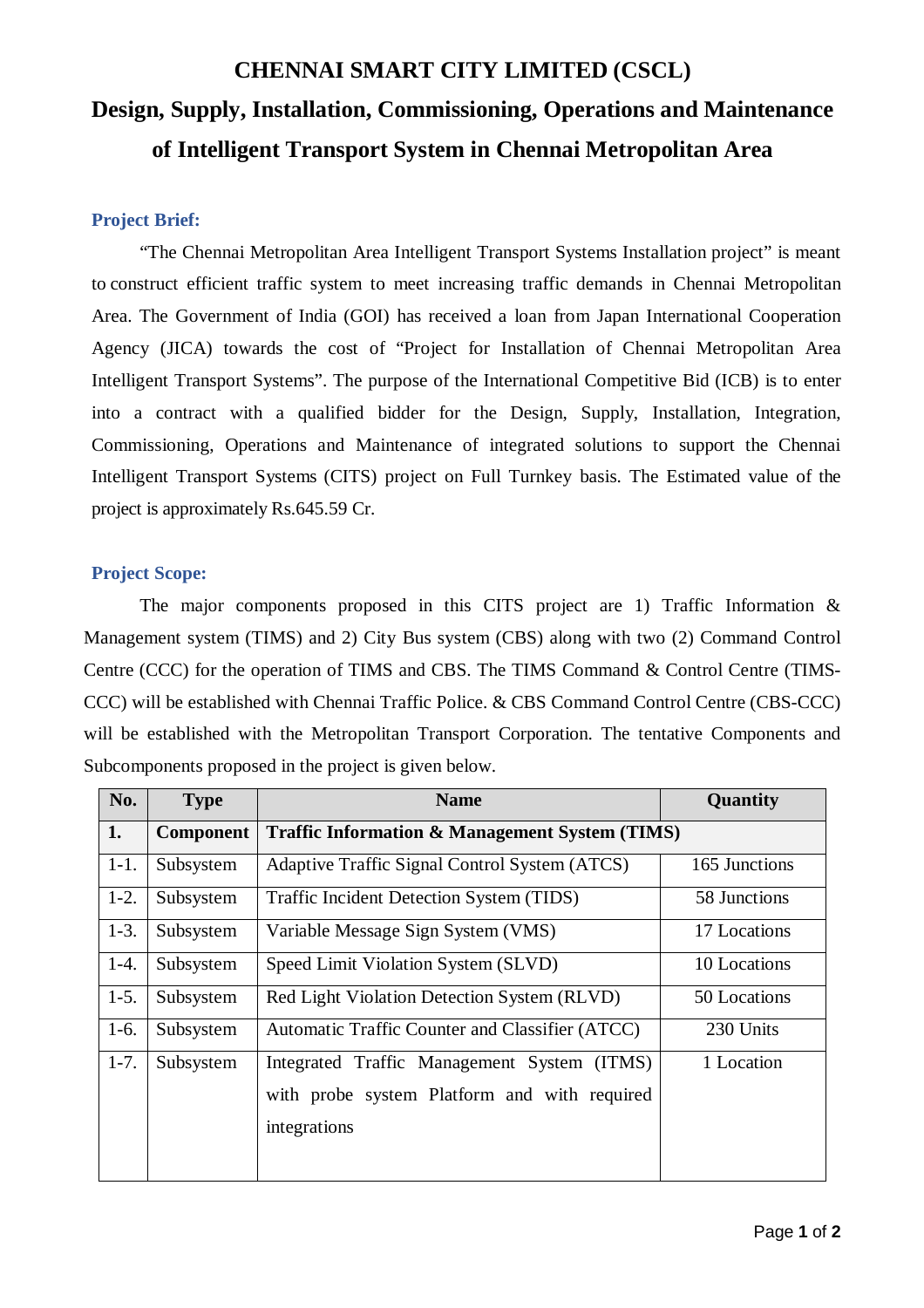# CHENNAI SMART CITY LIMITED (CSCL)

# Design, Supply, Installation, Commissioning, Operations and Maintenance of Intelligent Transport System in Chennai Metropolitan Area

## Project Brief:

"The Chennai Metropolitan Area Intelligent Transport Systems Installation project" is meant to construct efficient traffic system to meet increasing traffic demands in Chennai Metropolitan Area. The Government of India (GOI) has received a loan from Japan International Cooperation Agency (JICA) towards the cost of "Project for Installation of Chennai Metropolitan Area Intelligent Transport Systems". The purpose of the International Competitive Bid (ICB) is to enter into a contract with a qualified bidder for the Design, Supply, Installation, Integration, Commissioning, Operations and Maintenance of integrated solutions to support the Chennai Intelligent Transport Systems (CITS) project on Full Turnkey basis. The Estimated value of the project is approximately Rs.645.59 Cr.

## Project Scope:

The major components proposed in this CITS project are 1) Traffic Information & Management system (TIMS) and 2) City Bus system (CBS) along with two (2) Command Control Centre (CCC) for the operation of TIMS and CBS. The TIMS Command & Control Centre (TIMS-CCC) will be established with Chennai Traffic Police. & CBS Command Control Centre (CBS-CCC) will be established with the Metropolitan Transport Corporation. The tentative Components and Subcomponents proposed in the project is given below.

| No. | Type | Name | Quantity |
|---|---|---|---|
| **1.** | **Component** | **Traffic Information & Management System (TIMS)** | |
| 1-1. | Subsystem | Adaptive Traffic Signal Control System (ATCS) | 165 Junctions |
| 1-2. | Subsystem | Traffic Incident Detection System (TIDS) | 58 Junctions |
| 1-3. | Subsystem | Variable Message Sign System (VMS) | 17 Locations |
| 1-4. | Subsystem | Speed Limit Violation System (SLVD) | 10 Locations |
| 1-5. | Subsystem | Red Light Violation Detection System (RLVD) | 50 Locations |
| 1-6. | Subsystem | Automatic Traffic Counter and Classifier (ATCC) | 230 Units |
| 1-7. | Subsystem | Integrated Traffic Management System (ITMS) with probe system Platform and with required integrations | 1 Location |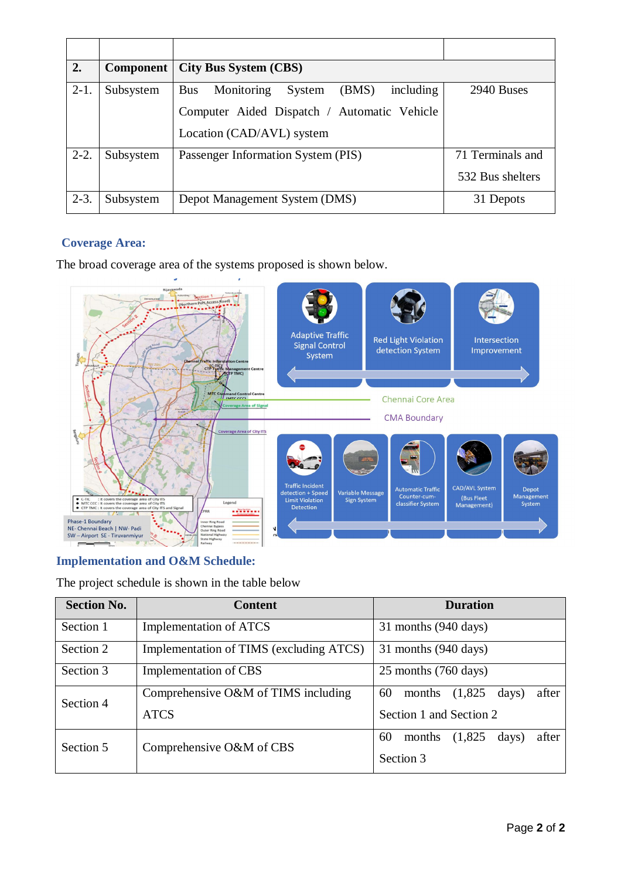| | | | |
|---|---|---|---|
| | | | |
| **2.** | **Component** | **City Bus System (CBS)** | |
| 2-1. | Subsystem | Bus Monitoring System (BMS) including Computer Aided Dispatch / Automatic Vehicle Location (CAD/AVL) system | 2940 Buses |
| 2-2. | Subsystem | Passenger Information System (PIS) | 71 Terminals and 532 Bus shelters |
| 2-3. | Subsystem | Depot Management System (DMS) | 31 Depots |

### Coverage Area:

The broad coverage area of the systems proposed is shown below.

Adaptive Traffic Signal Control System

Red Light Violation detection System

Intersection Improvement

Chennai Core Area

CMA Boundary

Traffic Incident detection + Speed Limit Violation Detection

Variable Message Sign System

Automatic Traffic Counter-cum-classifier System

CAD/AVL System (Bus Fleet Management)

Depot Management System

Phase-1 Boundary
NE- Chennai Beach | NW- Padi
SW – Airport SE - Tiruvanmiyur

### Implementation and O&M Schedule:

The project schedule is shown in the table below

| Section No. | Content | Duration |
|---|---|---|
| Section 1 | Implementation of ATCS | 31 months (940 days) |
| Section 2 | Implementation of TIMS (excluding ATCS) | 31 months (940 days) |
| Section 3 | Implementation of CBS | 25 months (760 days) |
| Section 4 | Comprehensive O&M of TIMS including ATCS | 60 months (1,825 days) after Section 1 and Section 2 |
| Section 5 | Comprehensive O&M of CBS | 60 months (1,825 days) after Section 3 |